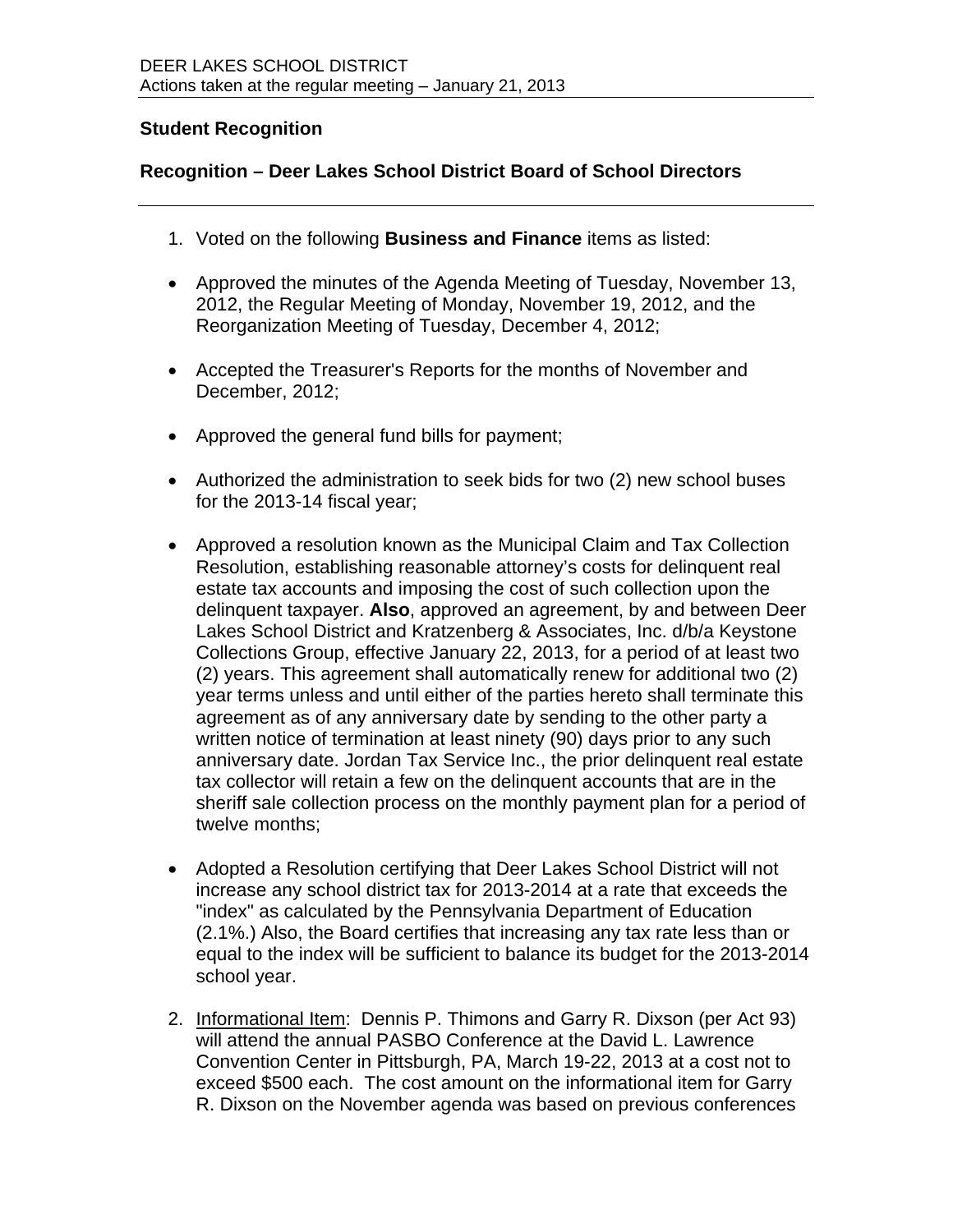DEER LAKES SCHOOL DISTRICT
Actions taken at the regular meeting – January 21, 2013

**Student Recognition**

**Recognition – Deer Lakes School District Board of School Directors**

---

1. Voted on the following **Business and Finance** items as listed:

- Approved the minutes of the Agenda Meeting of Tuesday, November 13, 2012, the Regular Meeting of Monday, November 19, 2012, and the Reorganization Meeting of Tuesday, December 4, 2012;

- Accepted the Treasurer's Reports for the months of November and December, 2012;

- Approved the general fund bills for payment;

- Authorized the administration to seek bids for two (2) new school buses for the 2013-14 fiscal year;

- Approved a resolution known as the Municipal Claim and Tax Collection Resolution, establishing reasonable attorney's costs for delinquent real estate tax accounts and imposing the cost of such collection upon the delinquent taxpayer. **Also**, approved an agreement, by and between Deer Lakes School District and Kratzenberg & Associates, Inc. d/b/a Keystone Collections Group, effective January 22, 2013, for a period of at least two (2) years. This agreement shall automatically renew for additional two (2) year terms unless and until either of the parties hereto shall terminate this agreement as of any anniversary date by sending to the other party a written notice of termination at least ninety (90) days prior to any such anniversary date. Jordan Tax Service Inc., the prior delinquent real estate tax collector will retain a few on the delinquent accounts that are in the sheriff sale collection process on the monthly payment plan for a period of twelve months;

- Adopted a Resolution certifying that Deer Lakes School District will not increase any school district tax for 2013-2014 at a rate that exceeds the "index" as calculated by the Pennsylvania Department of Education (2.1%.) Also, the Board certifies that increasing any tax rate less than or equal to the index will be sufficient to balance its budget for the 2013-2014 school year.

2. Informational Item: Dennis P. Thimons and Garry R. Dixson (per Act 93) will attend the annual PASBO Conference at the David L. Lawrence Convention Center in Pittsburgh, PA, March 19-22, 2013 at a cost not to exceed $500 each. The cost amount on the informational item for Garry R. Dixson on the November agenda was based on previous conferences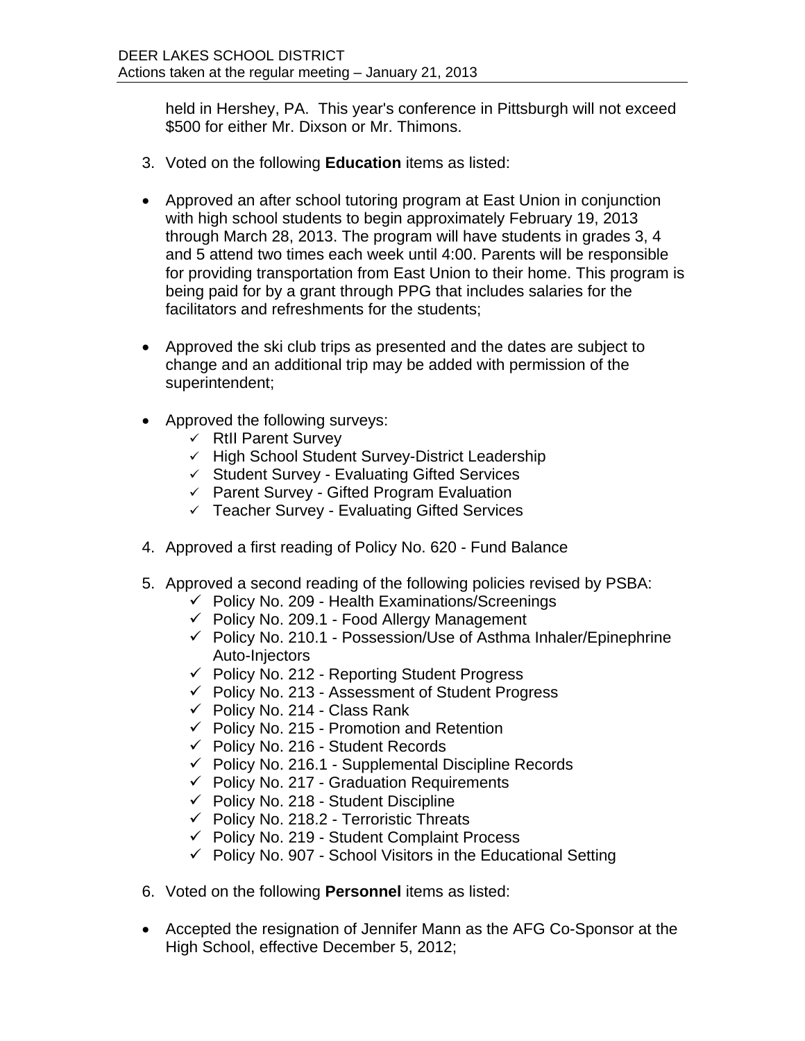held in Hershey, PA. This year's conference in Pittsburgh will not exceed $500 for either Mr. Dixson or Mr. Thimons.

3. Voted on the following **Education** items as listed:

- Approved an after school tutoring program at East Union in conjunction with high school students to begin approximately February 19, 2013 through March 28, 2013. The program will have students in grades 3, 4 and 5 attend two times each week until 4:00. Parents will be responsible for providing transportation from East Union to their home. This program is being paid for by a grant through PPG that includes salaries for the facilitators and refreshments for the students;

- Approved the ski club trips as presented and the dates are subject to change and an additional trip may be added with permission of the superintendent;

- Approved the following surveys:
  - ✓ RtII Parent Survey
  - ✓ High School Student Survey-District Leadership
  - ✓ Student Survey - Evaluating Gifted Services
  - ✓ Parent Survey - Gifted Program Evaluation
  - ✓ Teacher Survey - Evaluating Gifted Services

4. Approved a first reading of Policy No. 620 - Fund Balance

5. Approved a second reading of the following policies revised by PSBA:
   - ✓ Policy No. 209 - Health Examinations/Screenings
   - ✓ Policy No. 209.1 - Food Allergy Management
   - ✓ Policy No. 210.1 - Possession/Use of Asthma Inhaler/Epinephrine Auto-Injectors
   - ✓ Policy No. 212 - Reporting Student Progress
   - ✓ Policy No. 213 - Assessment of Student Progress
   - ✓ Policy No. 214 - Class Rank
   - ✓ Policy No. 215 - Promotion and Retention
   - ✓ Policy No. 216 - Student Records
   - ✓ Policy No. 216.1 - Supplemental Discipline Records
   - ✓ Policy No. 217 - Graduation Requirements
   - ✓ Policy No. 218 - Student Discipline
   - ✓ Policy No. 218.2 - Terroristic Threats
   - ✓ Policy No. 219 - Student Complaint Process
   - ✓ Policy No. 907 - School Visitors in the Educational Setting

6. Voted on the following **Personnel** items as listed:

- Accepted the resignation of Jennifer Mann as the AFG Co-Sponsor at the High School, effective December 5, 2012;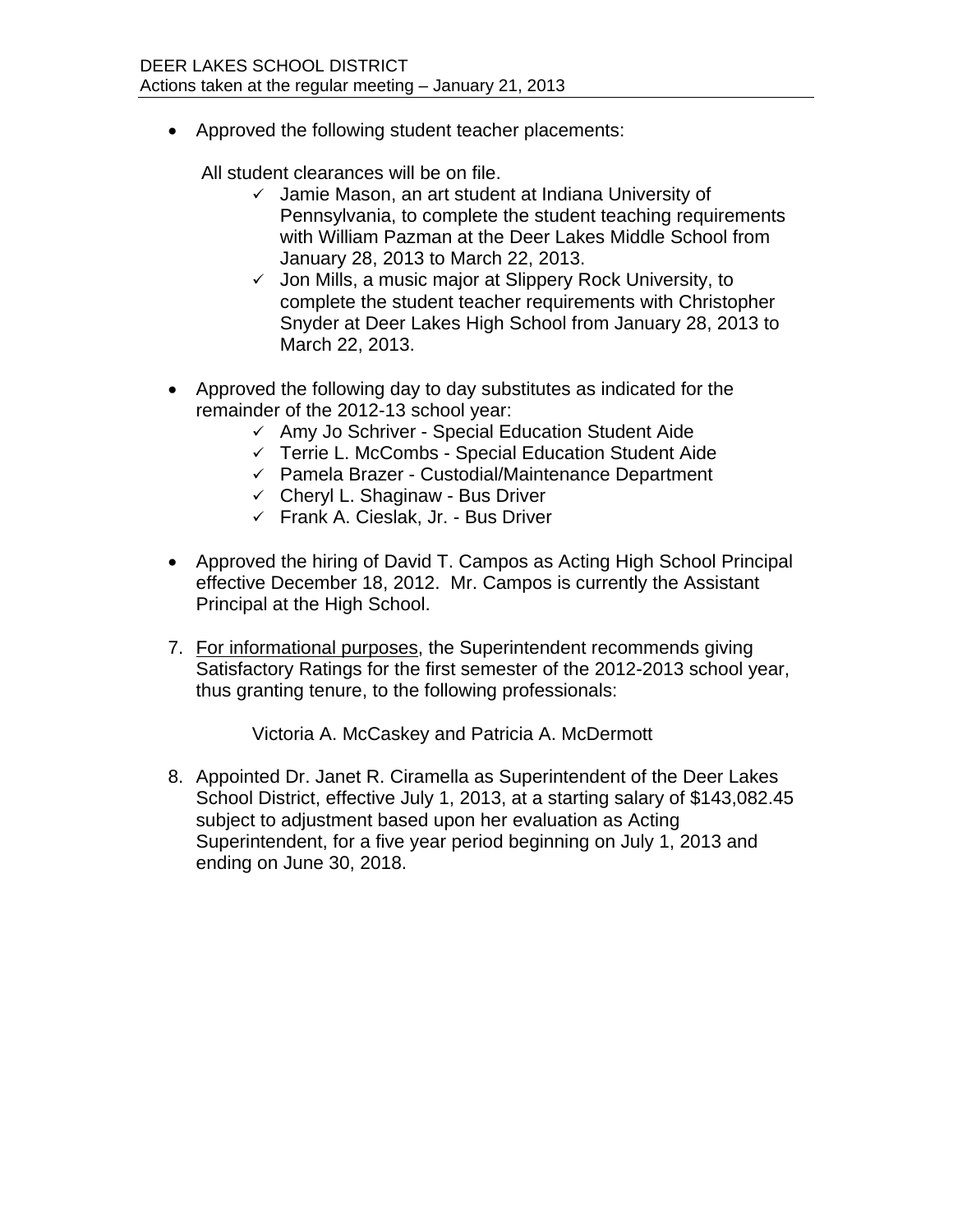- Approved the following student teacher placements:

  All student clearances will be on file.

  - ✓ Jamie Mason, an art student at Indiana University of Pennsylvania, to complete the student teaching requirements with William Pazman at the Deer Lakes Middle School from January 28, 2013 to March 22, 2013.
  - ✓ Jon Mills, a music major at Slippery Rock University, to complete the student teacher requirements with Christopher Snyder at Deer Lakes High School from January 28, 2013 to March 22, 2013.

- Approved the following day to day substitutes as indicated for the remainder of the 2012-13 school year:
  - ✓ Amy Jo Schriver - Special Education Student Aide
  - ✓ Terrie L. McCombs - Special Education Student Aide
  - ✓ Pamela Brazer - Custodial/Maintenance Department
  - ✓ Cheryl L. Shaginaw - Bus Driver
  - ✓ Frank A. Cieslak, Jr. - Bus Driver

- Approved the hiring of David T. Campos as Acting High School Principal effective December 18, 2012. Mr. Campos is currently the Assistant Principal at the High School.

7. <u>For informational purposes</u>, the Superintendent recommends giving Satisfactory Ratings for the first semester of the 2012-2013 school year, thus granting tenure, to the following professionals:

   Victoria A. McCaskey and Patricia A. McDermott

8. Appointed Dr. Janet R. Ciramella as Superintendent of the Deer Lakes School District, effective July 1, 2013, at a starting salary of $143,082.45 subject to adjustment based upon her evaluation as Acting Superintendent, for a five year period beginning on July 1, 2013 and ending on June 30, 2018.